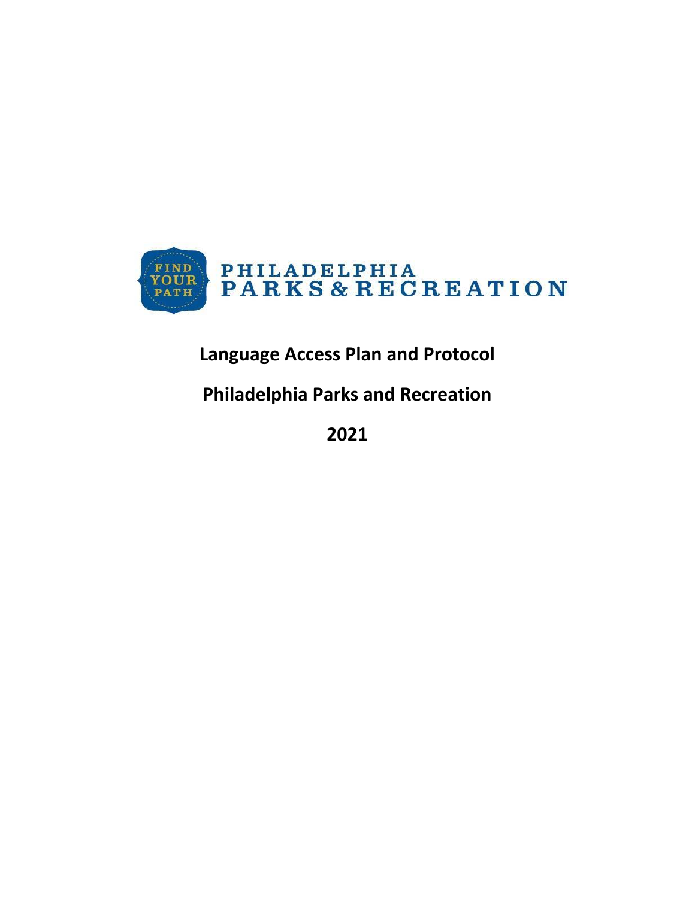FIND YOUR PATH

PHILADELPHIA PARKS & RECREATION

# Language Access Plan and Protocol

## Philadelphia Parks and Recreation

## 2021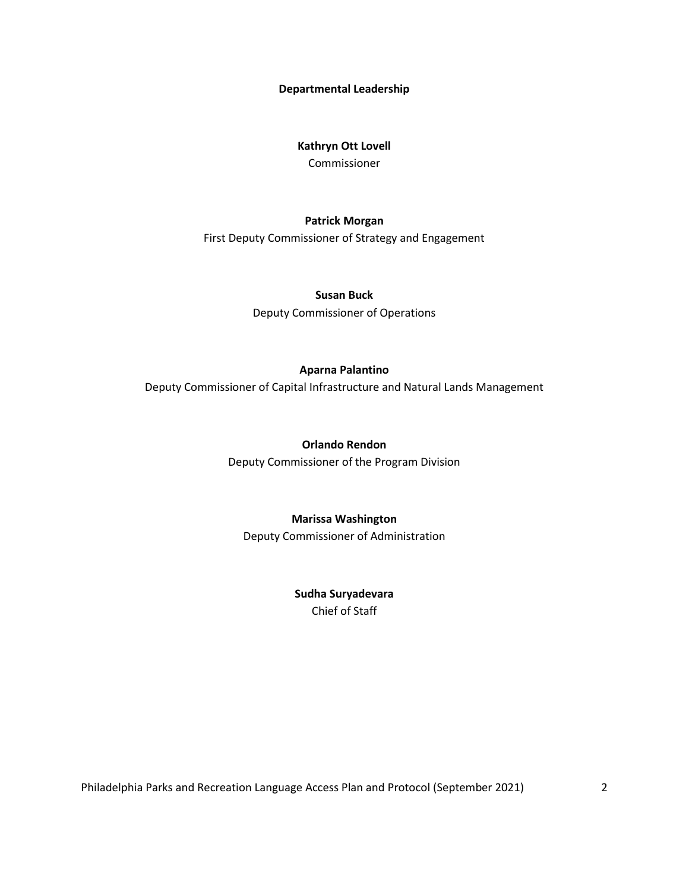## Departmental Leadership

**Kathryn Ott Lovell**
Commissioner

**Patrick Morgan**
First Deputy Commissioner of Strategy and Engagement

**Susan Buck**
Deputy Commissioner of Operations

**Aparna Palantino**
Deputy Commissioner of Capital Infrastructure and Natural Lands Management

**Orlando Rendon**
Deputy Commissioner of the Program Division

**Marissa Washington**
Deputy Commissioner of Administration

**Sudha Suryadevara**
Chief of Staff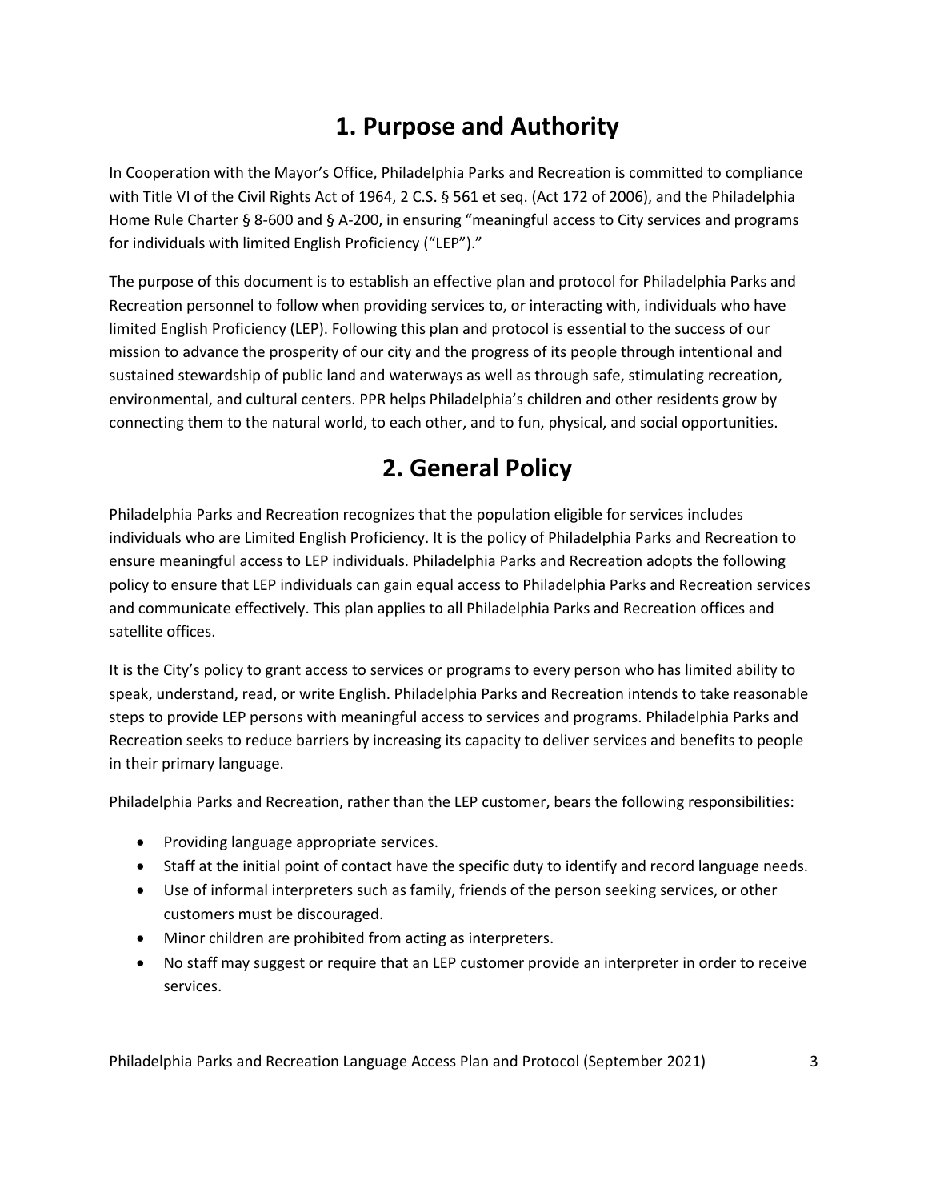# 1. Purpose and Authority

In Cooperation with the Mayor's Office, Philadelphia Parks and Recreation is committed to compliance with Title VI of the Civil Rights Act of 1964, 2 C.S. § 561 et seq. (Act 172 of 2006), and the Philadelphia Home Rule Charter § 8-600 and § A-200, in ensuring "meaningful access to City services and programs for individuals with limited English Proficiency ("LEP")."

The purpose of this document is to establish an effective plan and protocol for Philadelphia Parks and Recreation personnel to follow when providing services to, or interacting with, individuals who have limited English Proficiency (LEP). Following this plan and protocol is essential to the success of our mission to advance the prosperity of our city and the progress of its people through intentional and sustained stewardship of public land and waterways as well as through safe, stimulating recreation, environmental, and cultural centers. PPR helps Philadelphia's children and other residents grow by connecting them to the natural world, to each other, and to fun, physical, and social opportunities.

# 2. General Policy

Philadelphia Parks and Recreation recognizes that the population eligible for services includes individuals who are Limited English Proficiency. It is the policy of Philadelphia Parks and Recreation to ensure meaningful access to LEP individuals. Philadelphia Parks and Recreation adopts the following policy to ensure that LEP individuals can gain equal access to Philadelphia Parks and Recreation services and communicate effectively. This plan applies to all Philadelphia Parks and Recreation offices and satellite offices.

It is the City's policy to grant access to services or programs to every person who has limited ability to speak, understand, read, or write English. Philadelphia Parks and Recreation intends to take reasonable steps to provide LEP persons with meaningful access to services and programs. Philadelphia Parks and Recreation seeks to reduce barriers by increasing its capacity to deliver services and benefits to people in their primary language.

Philadelphia Parks and Recreation, rather than the LEP customer, bears the following responsibilities:

- Providing language appropriate services.
- Staff at the initial point of contact have the specific duty to identify and record language needs.
- Use of informal interpreters such as family, friends of the person seeking services, or other customers must be discouraged.
- Minor children are prohibited from acting as interpreters.
- No staff may suggest or require that an LEP customer provide an interpreter in order to receive services.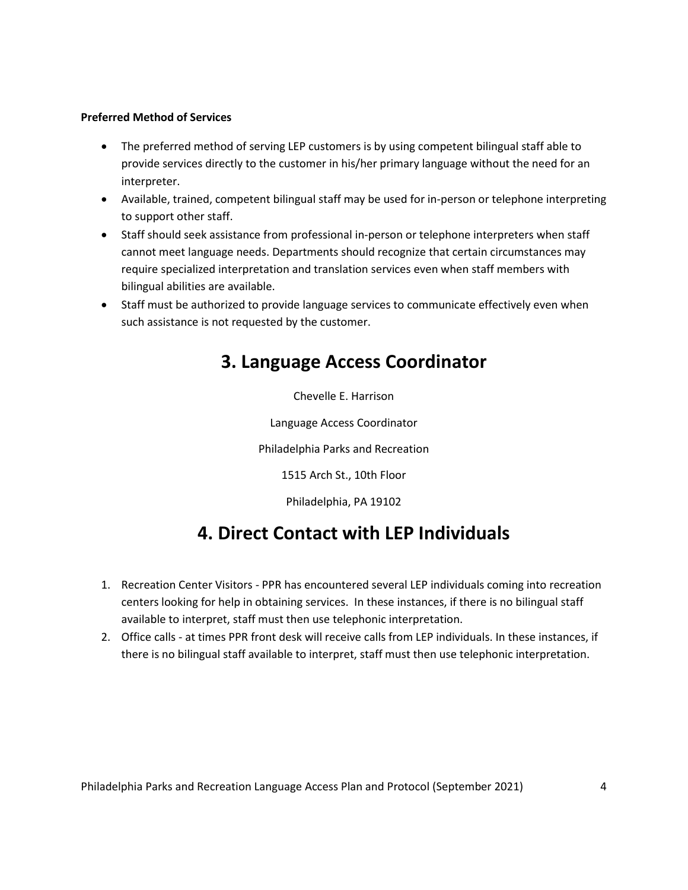**Preferred Method of Services**

- The preferred method of serving LEP customers is by using competent bilingual staff able to provide services directly to the customer in his/her primary language without the need for an interpreter.
- Available, trained, competent bilingual staff may be used for in-person or telephone interpreting to support other staff.
- Staff should seek assistance from professional in-person or telephone interpreters when staff cannot meet language needs. Departments should recognize that certain circumstances may require specialized interpretation and translation services even when staff members with bilingual abilities are available.
- Staff must be authorized to provide language services to communicate effectively even when such assistance is not requested by the customer.

# 3. Language Access Coordinator

Chevelle E. Harrison

Language Access Coordinator

Philadelphia Parks and Recreation

1515 Arch St., 10th Floor

Philadelphia, PA 19102

# 4. Direct Contact with LEP Individuals

1. Recreation Center Visitors - PPR has encountered several LEP individuals coming into recreation centers looking for help in obtaining services. In these instances, if there is no bilingual staff available to interpret, staff must then use telephonic interpretation.
2. Office calls - at times PPR front desk will receive calls from LEP individuals. In these instances, if there is no bilingual staff available to interpret, staff must then use telephonic interpretation.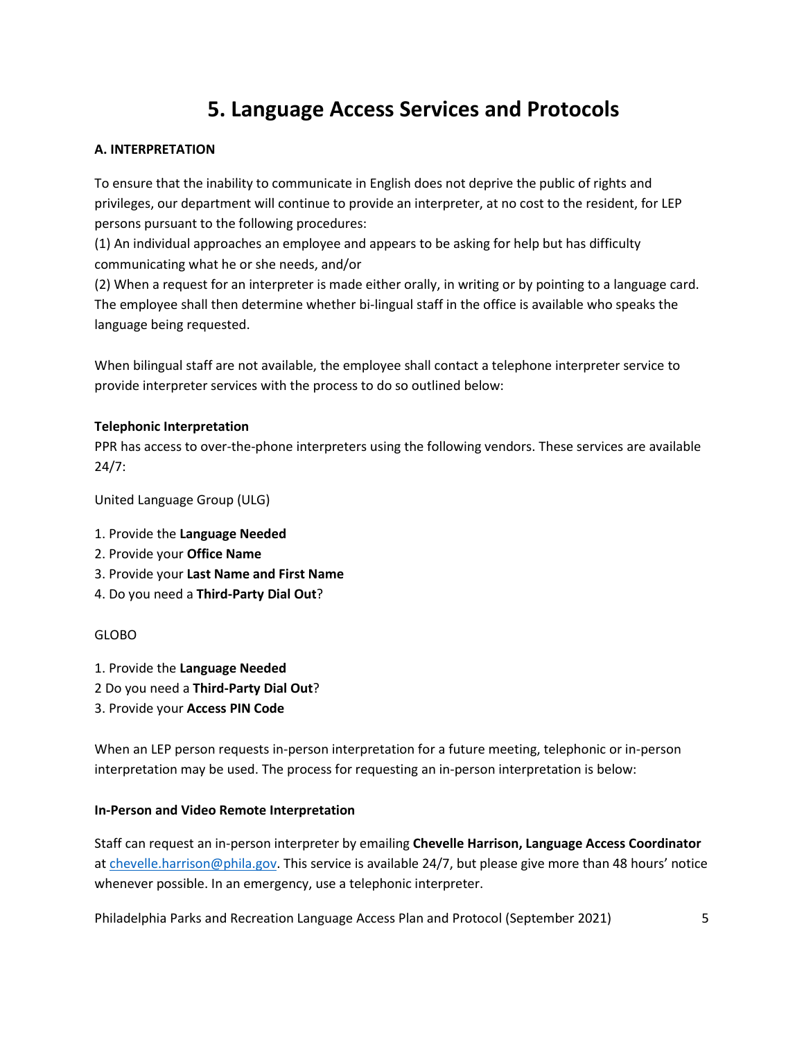# 5. Language Access Services and Protocols

**A. INTERPRETATION**

To ensure that the inability to communicate in English does not deprive the public of rights and privileges, our department will continue to provide an interpreter, at no cost to the resident, for LEP persons pursuant to the following procedures:
(1) An individual approaches an employee and appears to be asking for help but has difficulty communicating what he or she needs, and/or
(2) When a request for an interpreter is made either orally, in writing or by pointing to a language card. The employee shall then determine whether bi-lingual staff in the office is available who speaks the language being requested.

When bilingual staff are not available, the employee shall contact a telephone interpreter service to provide interpreter services with the process to do so outlined below:

**Telephonic Interpretation**
PPR has access to over-the-phone interpreters using the following vendors. These services are available 24/7:

United Language Group (ULG)

1. Provide the **Language Needed**
2. Provide your **Office Name**
3. Provide your **Last Name and First Name**
4. Do you need a **Third-Party Dial Out**?

GLOBO

1. Provide the **Language Needed**
2 Do you need a **Third-Party Dial Out**?
3. Provide your **Access PIN Code**

When an LEP person requests in-person interpretation for a future meeting, telephonic or in-person interpretation may be used. The process for requesting an in-person interpretation is below:

**In-Person and Video Remote Interpretation**

Staff can request an in-person interpreter by emailing **Chevelle Harrison, Language Access Coordinator** at chevelle.harrison@phila.gov. This service is available 24/7, but please give more than 48 hours' notice whenever possible. In an emergency, use a telephonic interpreter.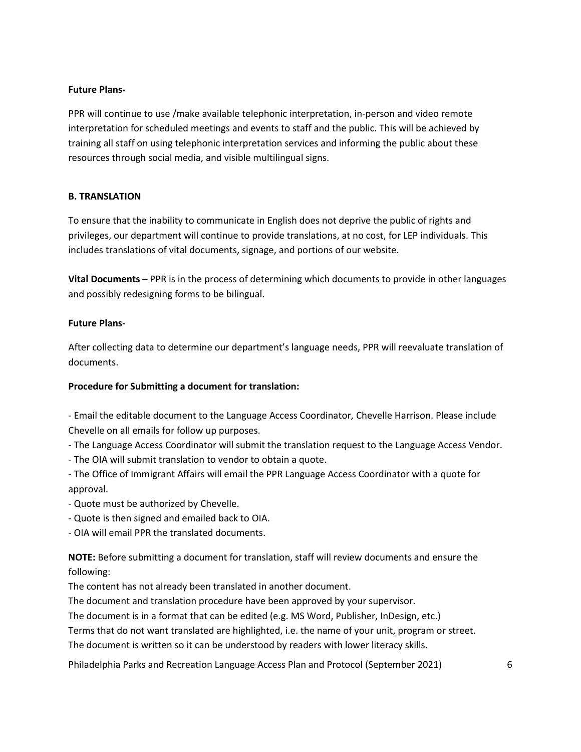**Future Plans-**

PPR will continue to use /make available telephonic interpretation, in-person and video remote interpretation for scheduled meetings and events to staff and the public. This will be achieved by training all staff on using telephonic interpretation services and informing the public about these resources through social media, and visible multilingual signs.

**B. TRANSLATION**

To ensure that the inability to communicate in English does not deprive the public of rights and privileges, our department will continue to provide translations, at no cost, for LEP individuals. This includes translations of vital documents, signage, and portions of our website.

**Vital Documents** – PPR is in the process of determining which documents to provide in other languages and possibly redesigning forms to be bilingual.

**Future Plans-**

After collecting data to determine our department's language needs, PPR will reevaluate translation of documents.

**Procedure for Submitting a document for translation:**

- Email the editable document to the Language Access Coordinator, Chevelle Harrison. Please include Chevelle on all emails for follow up purposes.
- The Language Access Coordinator will submit the translation request to the Language Access Vendor.
- The OIA will submit translation to vendor to obtain a quote.
- The Office of Immigrant Affairs will email the PPR Language Access Coordinator with a quote for approval.
- Quote must be authorized by Chevelle.
- Quote is then signed and emailed back to OIA.
- OIA will email PPR the translated documents.

**NOTE:** Before submitting a document for translation, staff will review documents and ensure the following:

The content has not already been translated in another document.

The document and translation procedure have been approved by your supervisor.

The document is in a format that can be edited (e.g. MS Word, Publisher, InDesign, etc.)

Terms that do not want translated are highlighted, i.e. the name of your unit, program or street.

The document is written so it can be understood by readers with lower literacy skills.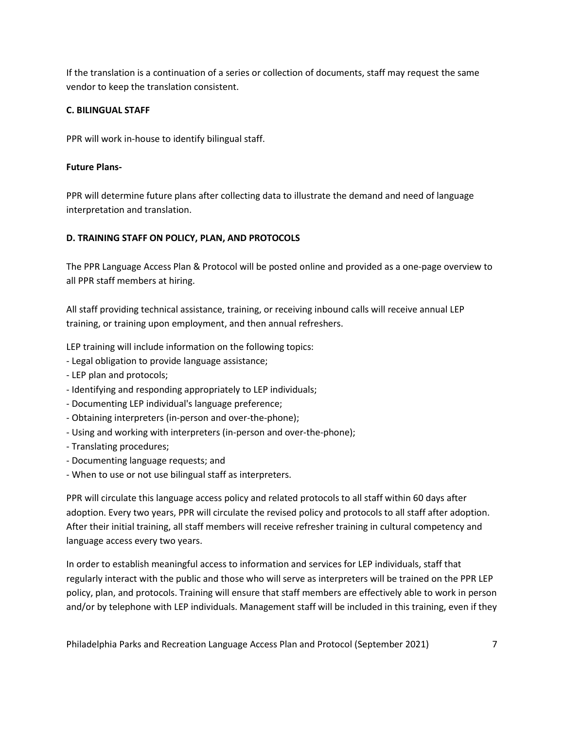If the translation is a continuation of a series or collection of documents, staff may request the same vendor to keep the translation consistent.

**C. BILINGUAL STAFF**

PPR will work in-house to identify bilingual staff.

**Future Plans-**

PPR will determine future plans after collecting data to illustrate the demand and need of language interpretation and translation.

**D. TRAINING STAFF ON POLICY, PLAN, AND PROTOCOLS**

The PPR Language Access Plan & Protocol will be posted online and provided as a one-page overview to all PPR staff members at hiring.

All staff providing technical assistance, training, or receiving inbound calls will receive annual LEP training, or training upon employment, and then annual refreshers.

LEP training will include information on the following topics:

- Legal obligation to provide language assistance;
- LEP plan and protocols;
- Identifying and responding appropriately to LEP individuals;
- Documenting LEP individual's language preference;
- Obtaining interpreters (in-person and over-the-phone);
- Using and working with interpreters (in-person and over-the-phone);
- Translating procedures;
- Documenting language requests; and
- When to use or not use bilingual staff as interpreters.

PPR will circulate this language access policy and related protocols to all staff within 60 days after adoption. Every two years, PPR will circulate the revised policy and protocols to all staff after adoption. After their initial training, all staff members will receive refresher training in cultural competency and language access every two years.

In order to establish meaningful access to information and services for LEP individuals, staff that regularly interact with the public and those who will serve as interpreters will be trained on the PPR LEP policy, plan, and protocols. Training will ensure that staff members are effectively able to work in person and/or by telephone with LEP individuals. Management staff will be included in this training, even if they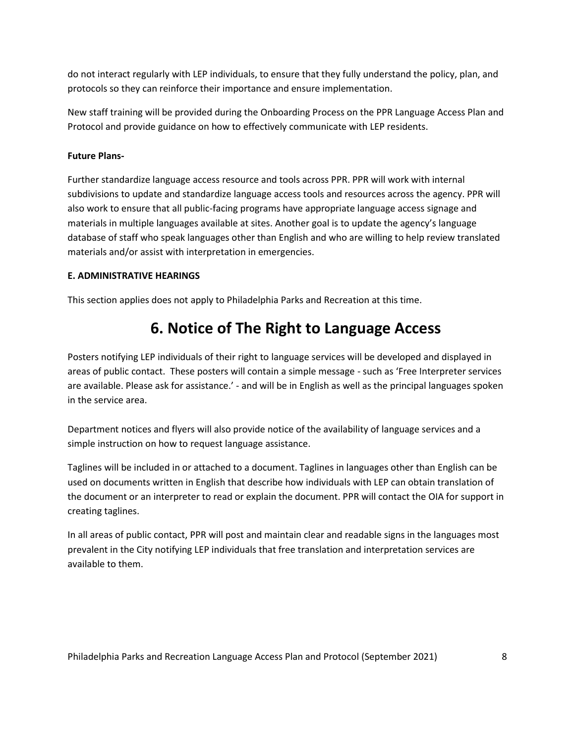do not interact regularly with LEP individuals, to ensure that they fully understand the policy, plan, and protocols so they can reinforce their importance and ensure implementation.

New staff training will be provided during the Onboarding Process on the PPR Language Access Plan and Protocol and provide guidance on how to effectively communicate with LEP residents.

**Future Plans-**

Further standardize language access resource and tools across PPR. PPR will work with internal subdivisions to update and standardize language access tools and resources across the agency. PPR will also work to ensure that all public-facing programs have appropriate language access signage and materials in multiple languages available at sites. Another goal is to update the agency's language database of staff who speak languages other than English and who are willing to help review translated materials and/or assist with interpretation in emergencies.

**E. ADMINISTRATIVE HEARINGS**

This section applies does not apply to Philadelphia Parks and Recreation at this time.

# 6. Notice of The Right to Language Access

Posters notifying LEP individuals of their right to language services will be developed and displayed in areas of public contact. These posters will contain a simple message - such as 'Free Interpreter services are available. Please ask for assistance.' - and will be in English as well as the principal languages spoken in the service area.

Department notices and flyers will also provide notice of the availability of language services and a simple instruction on how to request language assistance.

Taglines will be included in or attached to a document. Taglines in languages other than English can be used on documents written in English that describe how individuals with LEP can obtain translation of the document or an interpreter to read or explain the document. PPR will contact the OIA for support in creating taglines.

In all areas of public contact, PPR will post and maintain clear and readable signs in the languages most prevalent in the City notifying LEP individuals that free translation and interpretation services are available to them.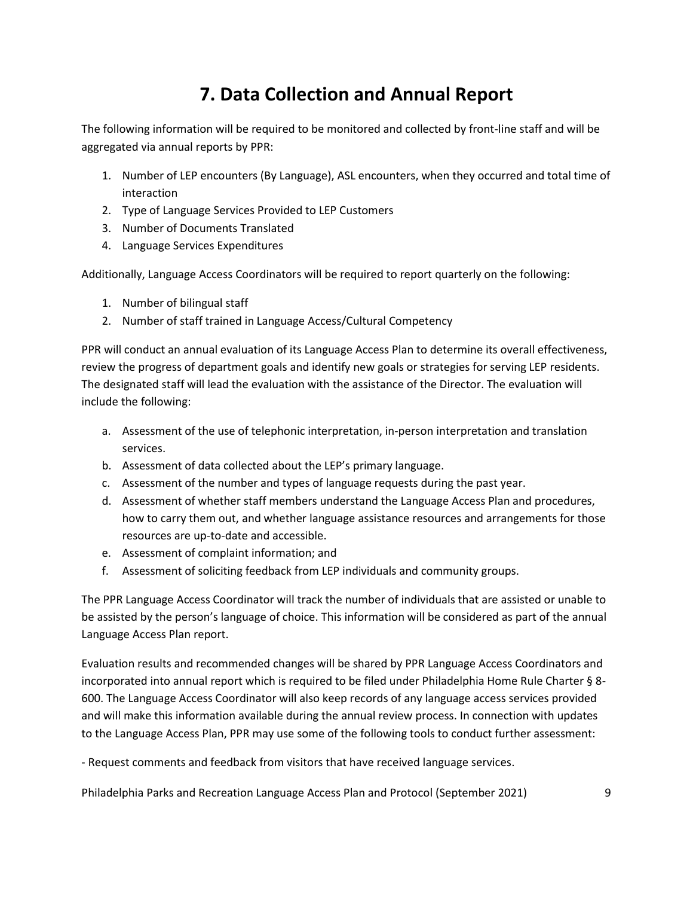# 7. Data Collection and Annual Report

The following information will be required to be monitored and collected by front-line staff and will be aggregated via annual reports by PPR:

1. Number of LEP encounters (By Language), ASL encounters, when they occurred and total time of interaction
2. Type of Language Services Provided to LEP Customers
3. Number of Documents Translated
4. Language Services Expenditures

Additionally, Language Access Coordinators will be required to report quarterly on the following:

1. Number of bilingual staff
2. Number of staff trained in Language Access/Cultural Competency

PPR will conduct an annual evaluation of its Language Access Plan to determine its overall effectiveness, review the progress of department goals and identify new goals or strategies for serving LEP residents. The designated staff will lead the evaluation with the assistance of the Director. The evaluation will include the following:

a. Assessment of the use of telephonic interpretation, in-person interpretation and translation services.
b. Assessment of data collected about the LEP's primary language.
c. Assessment of the number and types of language requests during the past year.
d. Assessment of whether staff members understand the Language Access Plan and procedures, how to carry them out, and whether language assistance resources and arrangements for those resources are up-to-date and accessible.
e. Assessment of complaint information; and
f. Assessment of soliciting feedback from LEP individuals and community groups.

The PPR Language Access Coordinator will track the number of individuals that are assisted or unable to be assisted by the person's language of choice. This information will be considered as part of the annual Language Access Plan report.

Evaluation results and recommended changes will be shared by PPR Language Access Coordinators and incorporated into annual report which is required to be filed under Philadelphia Home Rule Charter § 8-600. The Language Access Coordinator will also keep records of any language access services provided and will make this information available during the annual review process. In connection with updates to the Language Access Plan, PPR may use some of the following tools to conduct further assessment:

- Request comments and feedback from visitors that have received language services.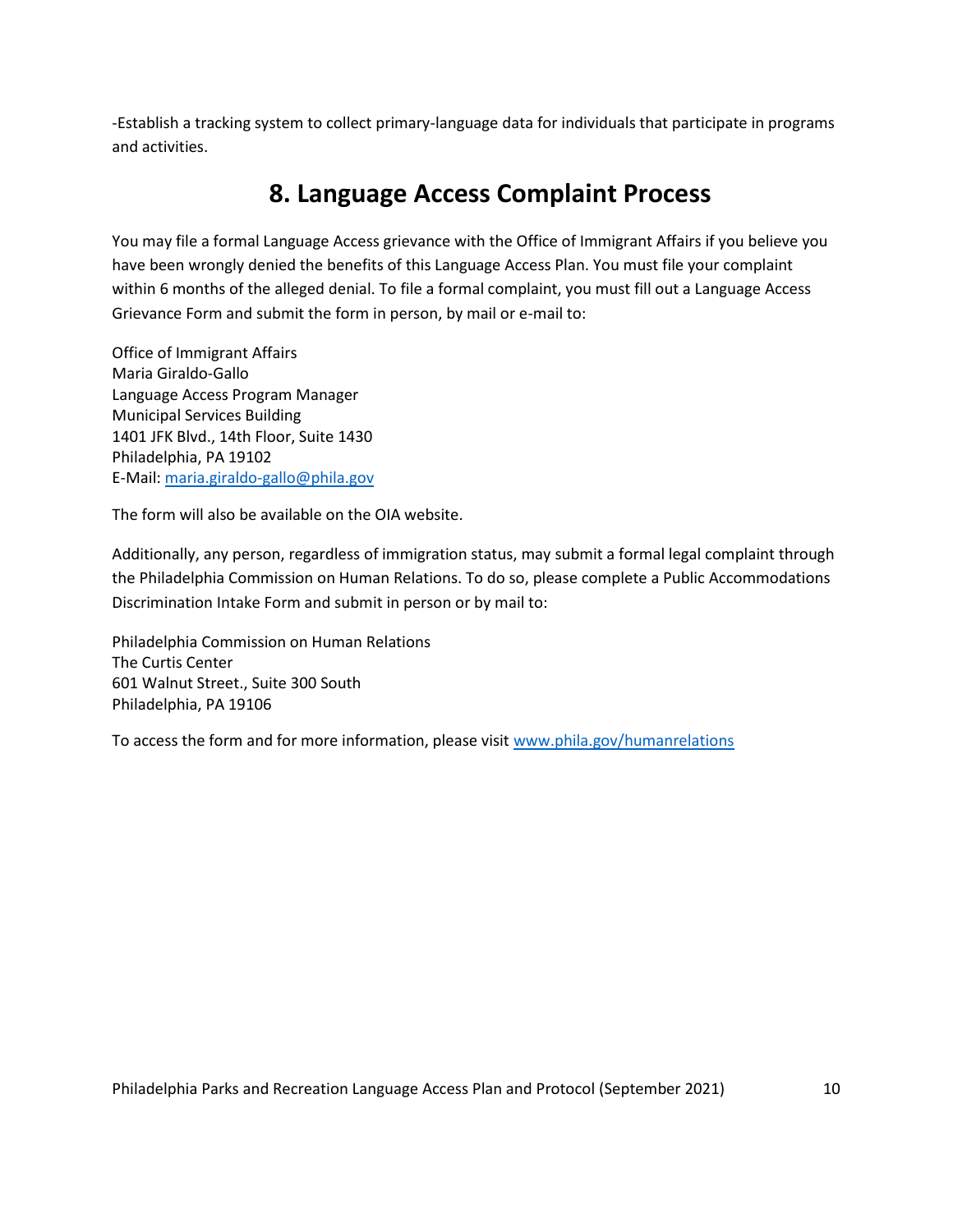-Establish a tracking system to collect primary-language data for individuals that participate in programs and activities.

## 8. Language Access Complaint Process

You may file a formal Language Access grievance with the Office of Immigrant Affairs if you believe you have been wrongly denied the benefits of this Language Access Plan. You must file your complaint within 6 months of the alleged denial. To file a formal complaint, you must fill out a Language Access Grievance Form and submit the form in person, by mail or e-mail to:

Office of Immigrant Affairs
Maria Giraldo-Gallo
Language Access Program Manager
Municipal Services Building
1401 JFK Blvd., 14th Floor, Suite 1430
Philadelphia, PA 19102
E-Mail: maria.giraldo-gallo@phila.gov

The form will also be available on the OIA website.

Additionally, any person, regardless of immigration status, may submit a formal legal complaint through the Philadelphia Commission on Human Relations. To do so, please complete a Public Accommodations Discrimination Intake Form and submit in person or by mail to:

Philadelphia Commission on Human Relations
The Curtis Center
601 Walnut Street., Suite 300 South
Philadelphia, PA 19106

To access the form and for more information, please visit www.phila.gov/humanrelations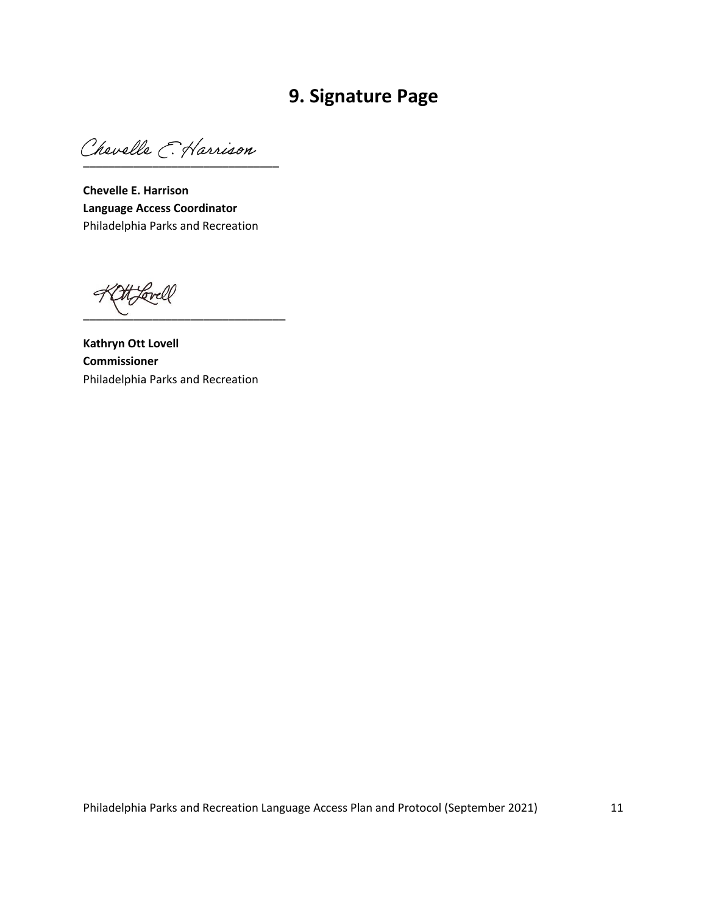# 9. Signature Page

Chevelle E. Harrison
\_\_\_\_\_\_\_\_\_\_\_\_\_\_\_\_\_\_\_\_\_\_\_\_\_\_\_\_\_\_

**Chevelle E. Harrison**
**Language Access Coordinator**
Philadelphia Parks and Recreation

KOtt Lovell
\_\_\_\_\_\_\_\_\_\_\_\_\_\_\_\_\_\_\_\_\_\_\_\_\_\_\_\_\_\_\_

**Kathryn Ott Lovell**
**Commissioner**
Philadelphia Parks and Recreation